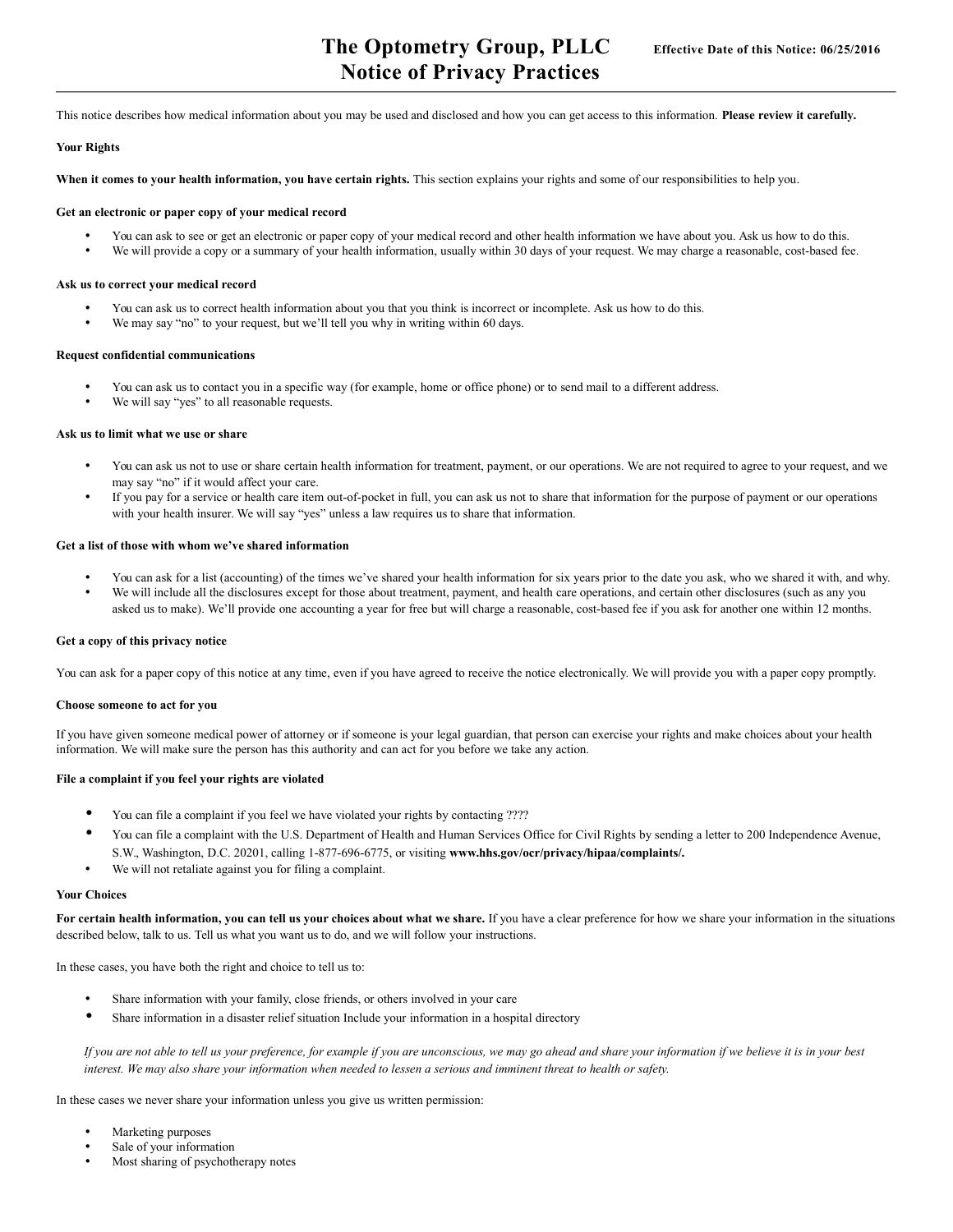# The Optometry Group, PLLC
# Notice of Privacy Practices

**Effective Date of this Notice: 06/25/2016**

This notice describes how medical information about you may be used and disclosed and how you can get access to this information. **Please review it carefully.**

**Your Rights**

**When it comes to your health information, you have certain rights.** This section explains your rights and some of our responsibilities to help you.

**Get an electronic or paper copy of your medical record**

- You can ask to see or get an electronic or paper copy of your medical record and other health information we have about you. Ask us how to do this.
- We will provide a copy or a summary of your health information, usually within 30 days of your request. We may charge a reasonable, cost-based fee.

**Ask us to correct your medical record**

- You can ask us to correct health information about you that you think is incorrect or incomplete. Ask us how to do this.
- We may say "no" to your request, but we'll tell you why in writing within 60 days.

**Request confidential communications**

- You can ask us to contact you in a specific way (for example, home or office phone) or to send mail to a different address.
- We will say "yes" to all reasonable requests.

**Ask us to limit what we use or share**

- You can ask us not to use or share certain health information for treatment, payment, or our operations. We are not required to agree to your request, and we may say "no" if it would affect your care.
- If you pay for a service or health care item out-of-pocket in full, you can ask us not to share that information for the purpose of payment or our operations with your health insurer. We will say "yes" unless a law requires us to share that information.

**Get a list of those with whom we've shared information**

- You can ask for a list (accounting) of the times we've shared your health information for six years prior to the date you ask, who we shared it with, and why.
- We will include all the disclosures except for those about treatment, payment, and health care operations, and certain other disclosures (such as any you asked us to make). We'll provide one accounting a year for free but will charge a reasonable, cost-based fee if you ask for another one within 12 months.

**Get a copy of this privacy notice**

You can ask for a paper copy of this notice at any time, even if you have agreed to receive the notice electronically. We will provide you with a paper copy promptly.

**Choose someone to act for you**

If you have given someone medical power of attorney or if someone is your legal guardian, that person can exercise your rights and make choices about your health information. We will make sure the person has this authority and can act for you before we take any action.

**File a complaint if you feel your rights are violated**

- You can file a complaint if you feel we have violated your rights by contacting ????
- You can file a complaint with the U.S. Department of Health and Human Services Office for Civil Rights by sending a letter to 200 Independence Avenue, S.W., Washington, D.C. 20201, calling 1-877-696-6775, or visiting **www.hhs.gov/ocr/privacy/hipaa/complaints/.**
- We will not retaliate against you for filing a complaint.

**Your Choices**

**For certain health information, you can tell us your choices about what we share.** If you have a clear preference for how we share your information in the situations described below, talk to us. Tell us what you want us to do, and we will follow your instructions.

In these cases, you have both the right and choice to tell us to:

- Share information with your family, close friends, or others involved in your care
- Share information in a disaster relief situation Include your information in a hospital directory

*If you are not able to tell us your preference, for example if you are unconscious, we may go ahead and share your information if we believe it is in your best interest. We may also share your information when needed to lessen a serious and imminent threat to health or safety.*

In these cases we never share your information unless you give us written permission:

- Marketing purposes
- Sale of your information
- Most sharing of psychotherapy notes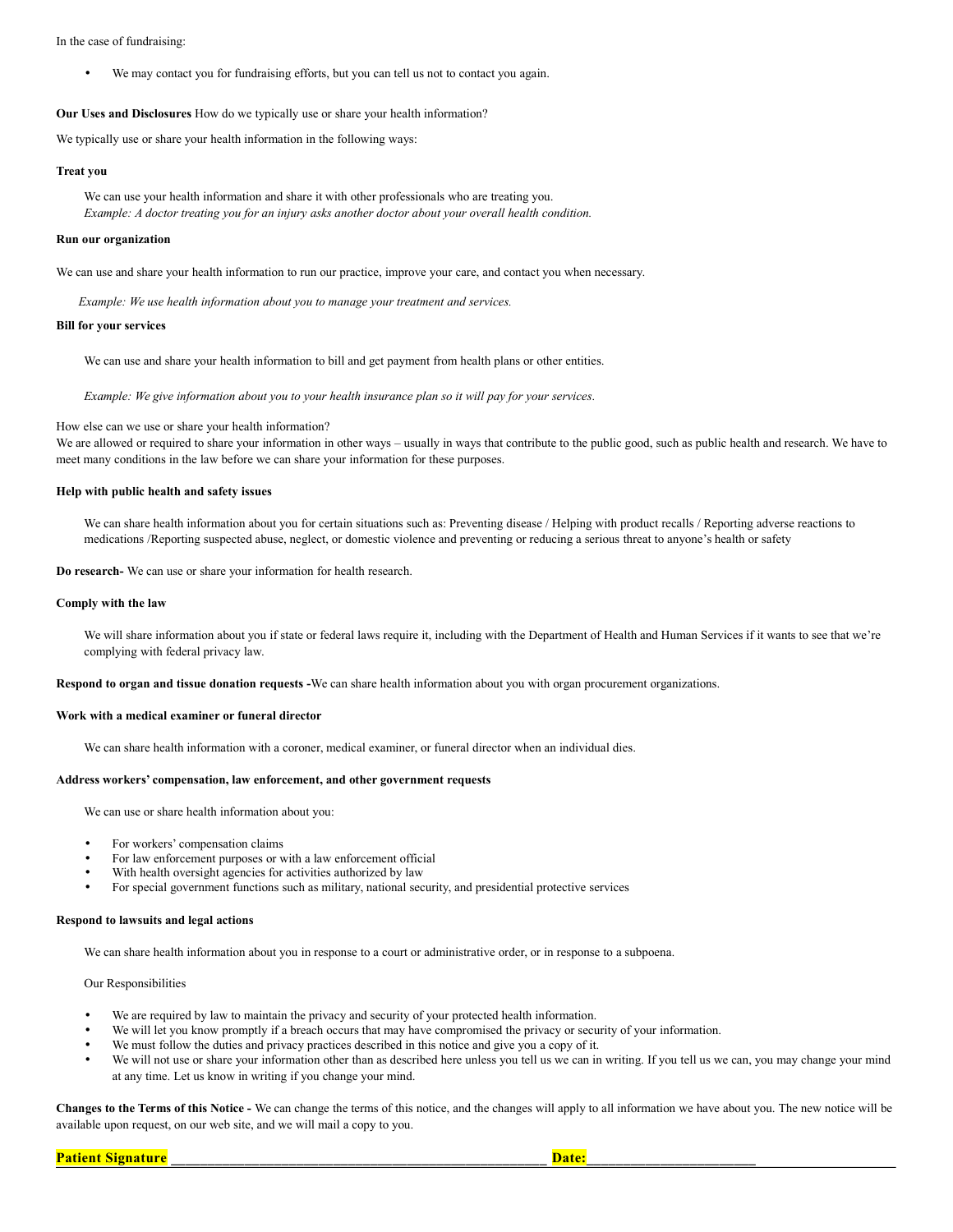In the case of fundraising:

- We may contact you for fundraising efforts, but you can tell us not to contact you again.

**Our Uses and Disclosures** How do we typically use or share your health information?

We typically use or share your health information in the following ways:

**Treat you**

We can use your health information and share it with other professionals who are treating you.
*Example: A doctor treating you for an injury asks another doctor about your overall health condition.*

**Run our organization**

We can use and share your health information to run our practice, improve your care, and contact you when necessary.

*Example: We use health information about you to manage your treatment and services.*

**Bill for your services**

We can use and share your health information to bill and get payment from health plans or other entities.

*Example: We give information about you to your health insurance plan so it will pay for your services.*

How else can we use or share your health information?
We are allowed or required to share your information in other ways – usually in ways that contribute to the public good, such as public health and research. We have to meet many conditions in the law before we can share your information for these purposes.

**Help with public health and safety issues**

We can share health information about you for certain situations such as: Preventing disease / Helping with product recalls / Reporting adverse reactions to medications /Reporting suspected abuse, neglect, or domestic violence and preventing or reducing a serious threat to anyone's health or safety

**Do research-** We can use or share your information for health research.

**Comply with the law**

We will share information about you if state or federal laws require it, including with the Department of Health and Human Services if it wants to see that we're complying with federal privacy law.

**Respond to organ and tissue donation requests -**We can share health information about you with organ procurement organizations.

**Work with a medical examiner or funeral director**

We can share health information with a coroner, medical examiner, or funeral director when an individual dies.

**Address workers' compensation, law enforcement, and other government requests**

We can use or share health information about you:

- For workers' compensation claims
- For law enforcement purposes or with a law enforcement official
- With health oversight agencies for activities authorized by law
- For special government functions such as military, national security, and presidential protective services

**Respond to lawsuits and legal actions**

We can share health information about you in response to a court or administrative order, or in response to a subpoena.

Our Responsibilities

- We are required by law to maintain the privacy and security of your protected health information.
- We will let you know promptly if a breach occurs that may have compromised the privacy or security of your information.
- We must follow the duties and privacy practices described in this notice and give you a copy of it.
- We will not use or share your information other than as described here unless you tell us we can in writing. If you tell us we can, you may change your mind at any time. Let us know in writing if you change your mind.

**Changes to the Terms of this Notice -** We can change the terms of this notice, and the changes will apply to all information we have about you. The new notice will be available upon request, on our web site, and we will mail a copy to you.

**Patient Signature** ______________________________________________ **Date:**____________________